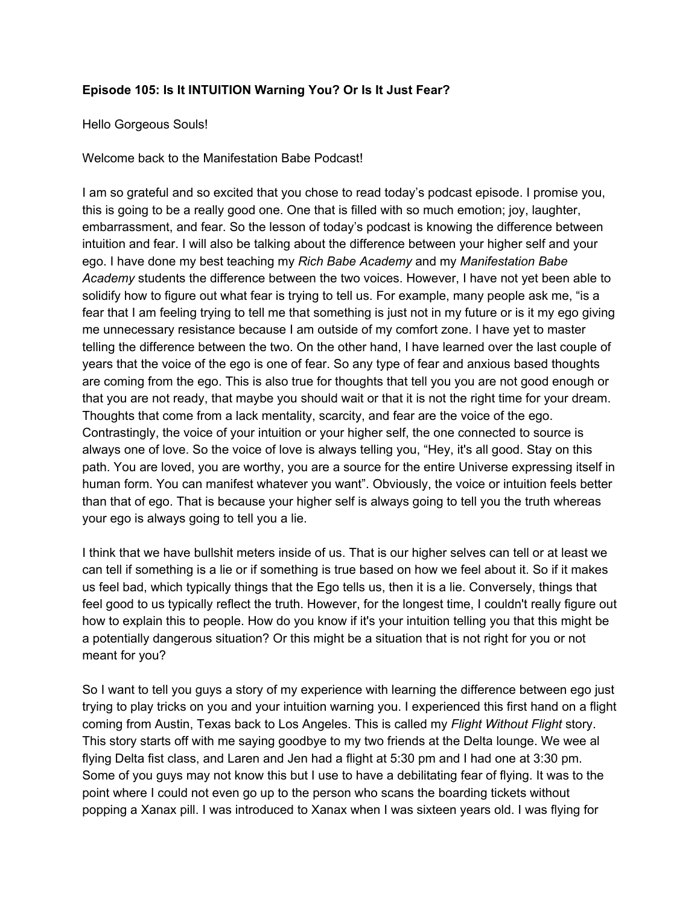**Episode 105: Is It INTUITION Warning You? Or Is It Just Fear?**

Hello Gorgeous Souls!

Welcome back to the Manifestation Babe Podcast!

I am so grateful and so excited that you chose to read today's podcast episode. I promise you, this is going to be a really good one. One that is filled with so much emotion; joy, laughter, embarrassment, and fear. So the lesson of today's podcast is knowing the difference between intuition and fear. I will also be talking about the difference between your higher self and your ego. I have done my best teaching my *Rich Babe Academy* and my *Manifestation Babe Academy* students the difference between the two voices. However, I have not yet been able to solidify how to figure out what fear is trying to tell us. For example, many people ask me, "is a fear that I am feeling trying to tell me that something is just not in my future or is it my ego giving me unnecessary resistance because I am outside of my comfort zone. I have yet to master telling the difference between the two. On the other hand, I have learned over the last couple of years that the voice of the ego is one of fear. So any type of fear and anxious based thoughts are coming from the ego. This is also true for thoughts that tell you you are not good enough or that you are not ready, that maybe you should wait or that it is not the right time for your dream. Thoughts that come from a lack mentality, scarcity, and fear are the voice of the ego. Contrastingly, the voice of your intuition or your higher self, the one connected to source is always one of love. So the voice of love is always telling you, "Hey, it's all good. Stay on this path. You are loved, you are worthy, you are a source for the entire Universe expressing itself in human form. You can manifest whatever you want". Obviously, the voice or intuition feels better than that of ego. That is because your higher self is always going to tell you the truth whereas your ego is always going to tell you a lie.

I think that we have bullshit meters inside of us. That is our higher selves can tell or at least we can tell if something is a lie or if something is true based on how we feel about it. So if it makes us feel bad, which typically things that the Ego tells us, then it is a lie. Conversely, things that feel good to us typically reflect the truth. However, for the longest time, I couldn't really figure out how to explain this to people. How do you know if it's your intuition telling you that this might be a potentially dangerous situation? Or this might be a situation that is not right for you or not meant for you?

So I want to tell you guys a story of my experience with learning the difference between ego just trying to play tricks on you and your intuition warning you. I experienced this first hand on a flight coming from Austin, Texas back to Los Angeles. This is called my *Flight Without Flight* story. This story starts off with me saying goodbye to my two friends at the Delta lounge. We wee al flying Delta fist class, and Laren and Jen had a flight at 5:30 pm and I had one at 3:30 pm. Some of you guys may not know this but I use to have a debilitating fear of flying. It was to the point where I could not even go up to the person who scans the boarding tickets without popping a Xanax pill. I was introduced to Xanax when I was sixteen years old. I was flying for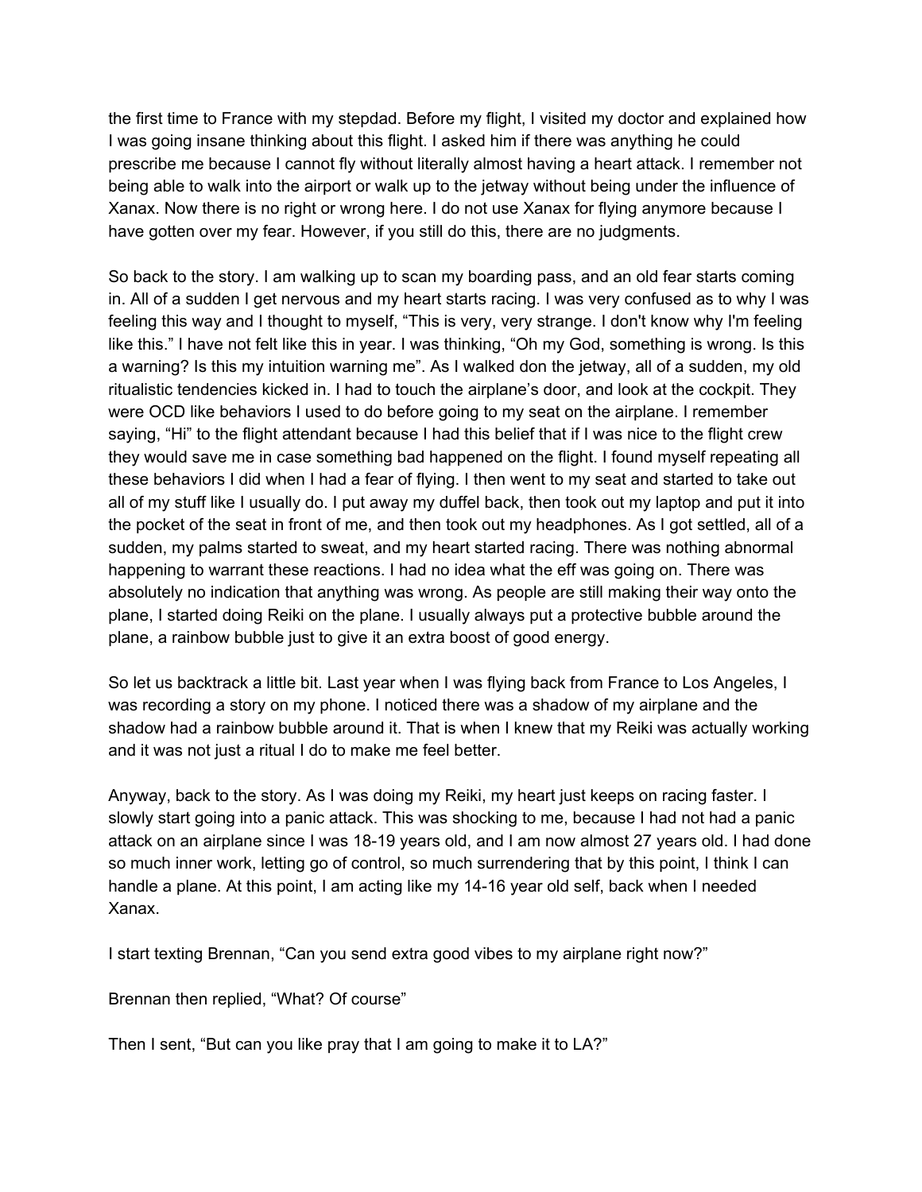the first time to France with my stepdad. Before my flight, I visited my doctor and explained how I was going insane thinking about this flight. I asked him if there was anything he could prescribe me because I cannot fly without literally almost having a heart attack. I remember not being able to walk into the airport or walk up to the jetway without being under the influence of Xanax. Now there is no right or wrong here. I do not use Xanax for flying anymore because I have gotten over my fear. However, if you still do this, there are no judgments.

So back to the story. I am walking up to scan my boarding pass, and an old fear starts coming in. All of a sudden I get nervous and my heart starts racing. I was very confused as to why I was feeling this way and I thought to myself, "This is very, very strange. I don't know why I'm feeling like this." I have not felt like this in year. I was thinking, "Oh my God, something is wrong. Is this a warning? Is this my intuition warning me". As I walked don the jetway, all of a sudden, my old ritualistic tendencies kicked in. I had to touch the airplane's door, and look at the cockpit. They were OCD like behaviors I used to do before going to my seat on the airplane. I remember saying, "Hi" to the flight attendant because I had this belief that if I was nice to the flight crew they would save me in case something bad happened on the flight. I found myself repeating all these behaviors I did when I had a fear of flying. I then went to my seat and started to take out all of my stuff like I usually do. I put away my duffel back, then took out my laptop and put it into the pocket of the seat in front of me, and then took out my headphones. As I got settled, all of a sudden, my palms started to sweat, and my heart started racing. There was nothing abnormal happening to warrant these reactions. I had no idea what the eff was going on. There was absolutely no indication that anything was wrong. As people are still making their way onto the plane, I started doing Reiki on the plane. I usually always put a protective bubble around the plane, a rainbow bubble just to give it an extra boost of good energy.

So let us backtrack a little bit. Last year when I was flying back from France to Los Angeles, I was recording a story on my phone. I noticed there was a shadow of my airplane and the shadow had a rainbow bubble around it. That is when I knew that my Reiki was actually working and it was not just a ritual I do to make me feel better.

Anyway, back to the story. As I was doing my Reiki, my heart just keeps on racing faster. I slowly start going into a panic attack. This was shocking to me, because I had not had a panic attack on an airplane since I was 18-19 years old, and I am now almost 27 years old. I had done so much inner work, letting go of control, so much surrendering that by this point, I think I can handle a plane. At this point, I am acting like my 14-16 year old self, back when I needed Xanax.

I start texting Brennan, "Can you send extra good vibes to my airplane right now?"

Brennan then replied, "What? Of course"

Then I sent, "But can you like pray that I am going to make it to LA?"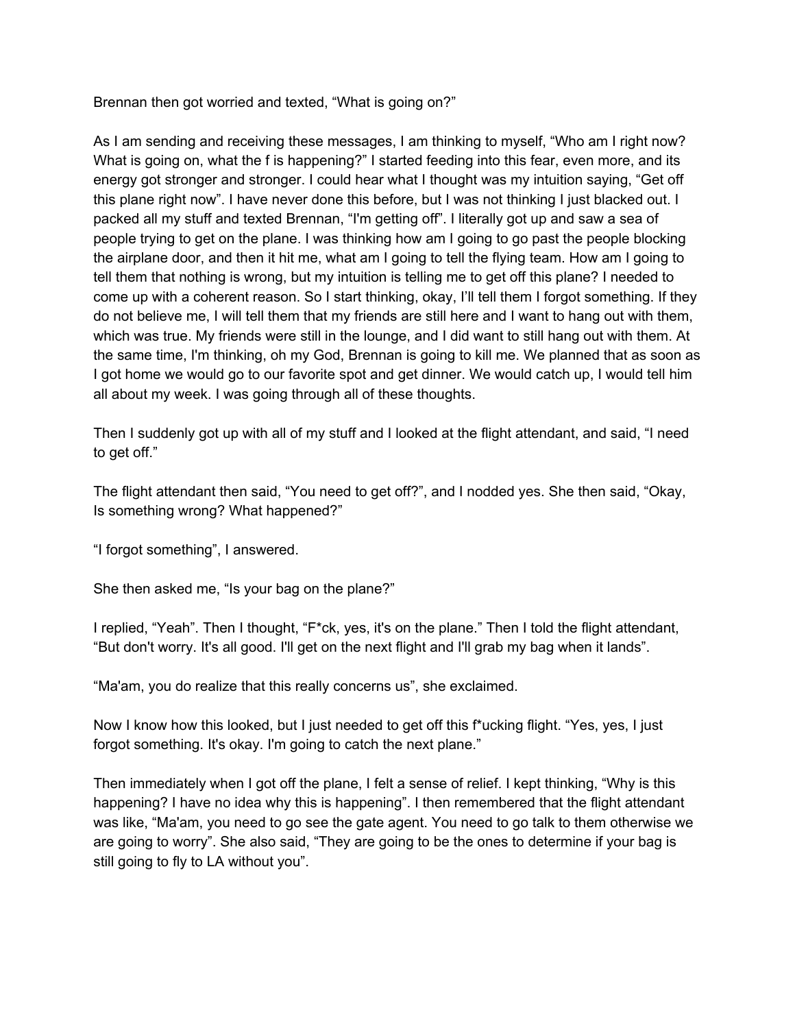Brennan then got worried and texted, “What is going on?”

As I am sending and receiving these messages, I am thinking to myself, “Who am I right now? What is going on, what the f is happening?” I started feeding into this fear, even more, and its energy got stronger and stronger. I could hear what I thought was my intuition saying, “Get off this plane right now”. I have never done this before, but I was not thinking I just blacked out. I packed all my stuff and texted Brennan, “I'm getting off”. I literally got up and saw a sea of people trying to get on the plane. I was thinking how am I going to go past the people blocking the airplane door, and then it hit me, what am I going to tell the flying team. How am I going to tell them that nothing is wrong, but my intuition is telling me to get off this plane? I needed to come up with a coherent reason. So I start thinking, okay, I’ll tell them I forgot something. If they do not believe me, I will tell them that my friends are still here and I want to hang out with them, which was true. My friends were still in the lounge, and I did want to still hang out with them. At the same time, I'm thinking, oh my God, Brennan is going to kill me. We planned that as soon as I got home we would go to our favorite spot and get dinner. We would catch up, I would tell him all about my week. I was going through all of these thoughts.

Then I suddenly got up with all of my stuff and I looked at the flight attendant, and said, “I need to get off.”

The flight attendant then said, “You need to get off?”, and I nodded yes. She then said, “Okay, Is something wrong? What happened?”

“I forgot something”, I answered.

She then asked me, “Is your bag on the plane?”

I replied, “Yeah”. Then I thought, “F*ck, yes, it's on the plane.” Then I told the flight attendant, “But don't worry. It's all good. I'll get on the next flight and I'll grab my bag when it lands”.

“Ma'am, you do realize that this really concerns us”, she exclaimed.

Now I know how this looked, but I just needed to get off this f*ucking flight. “Yes, yes, I just forgot something. It's okay. I'm going to catch the next plane.”

Then immediately when I got off the plane, I felt a sense of relief. I kept thinking, “Why is this happening? I have no idea why this is happening”. I then remembered that the flight attendant was like, “Ma'am, you need to go see the gate agent. You need to go talk to them otherwise we are going to worry”. She also said, “They are going to be the ones to determine if your bag is still going to fly to LA without you”.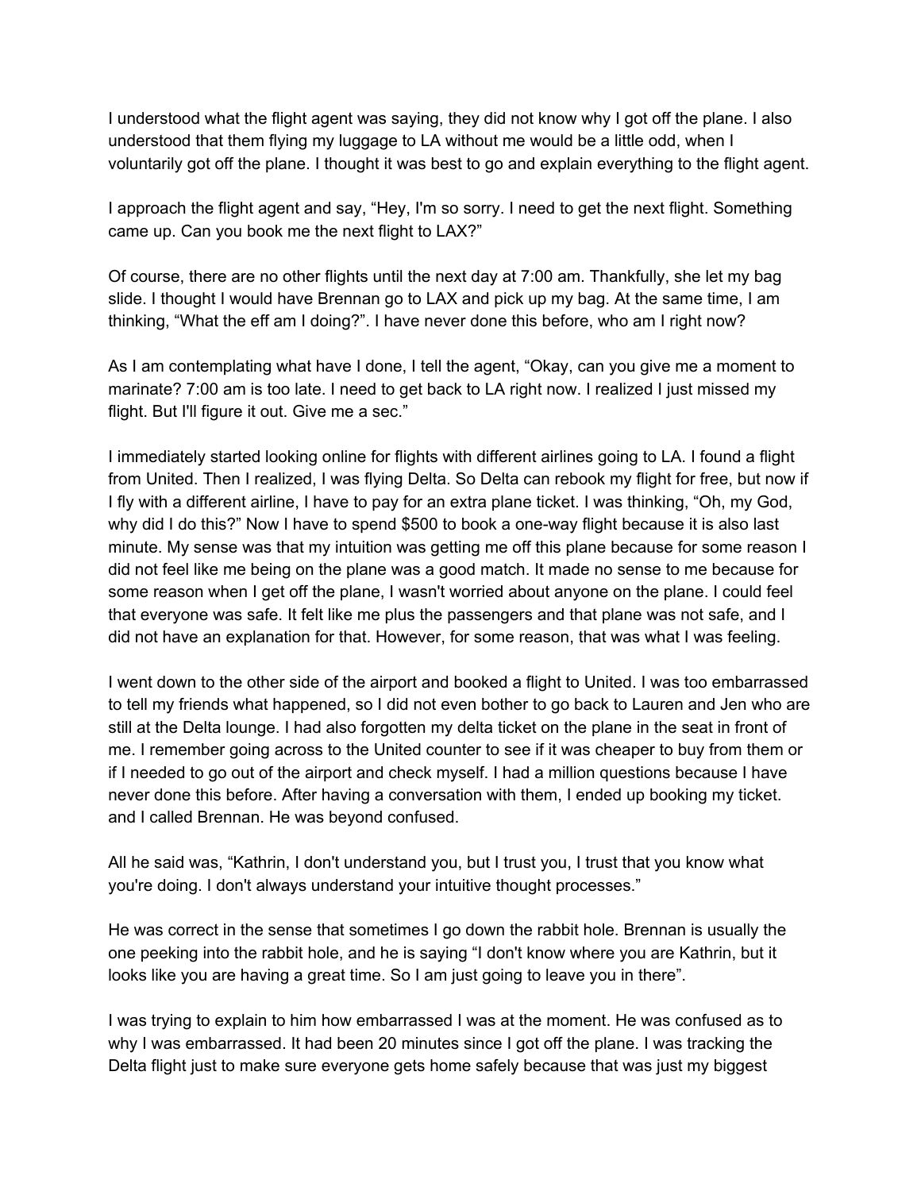I understood what the flight agent was saying, they did not know why I got off the plane. I also understood that them flying my luggage to LA without me would be a little odd, when I voluntarily got off the plane. I thought it was best to go and explain everything to the flight agent.

I approach the flight agent and say, "Hey, I'm so sorry. I need to get the next flight. Something came up. Can you book me the next flight to LAX?"

Of course, there are no other flights until the next day at 7:00 am. Thankfully, she let my bag slide. I thought I would have Brennan go to LAX and pick up my bag. At the same time, I am thinking, "What the eff am I doing?". I have never done this before, who am I right now?

As I am contemplating what have I done, I tell the agent, "Okay, can you give me a moment to marinate? 7:00 am is too late. I need to get back to LA right now. I realized I just missed my flight. But I'll figure it out. Give me a sec."

I immediately started looking online for flights with different airlines going to LA. I found a flight from United. Then I realized, I was flying Delta. So Delta can rebook my flight for free, but now if I fly with a different airline, I have to pay for an extra plane ticket. I was thinking, "Oh, my God, why did I do this?" Now I have to spend $500 to book a one-way flight because it is also last minute. My sense was that my intuition was getting me off this plane because for some reason I did not feel like me being on the plane was a good match. It made no sense to me because for some reason when I get off the plane, I wasn't worried about anyone on the plane. I could feel that everyone was safe. It felt like me plus the passengers and that plane was not safe, and I did not have an explanation for that. However, for some reason, that was what I was feeling.

I went down to the other side of the airport and booked a flight to United. I was too embarrassed to tell my friends what happened, so I did not even bother to go back to Lauren and Jen who are still at the Delta lounge. I had also forgotten my delta ticket on the plane in the seat in front of me. I remember going across to the United counter to see if it was cheaper to buy from them or if I needed to go out of the airport and check myself. I had a million questions because I have never done this before. After having a conversation with them, I ended up booking my ticket. and I called Brennan. He was beyond confused.

All he said was, "Kathrin, I don't understand you, but I trust you, I trust that you know what you're doing. I don't always understand your intuitive thought processes."

He was correct in the sense that sometimes I go down the rabbit hole. Brennan is usually the one peeking into the rabbit hole, and he is saying "I don't know where you are Kathrin, but it looks like you are having a great time. So I am just going to leave you in there".

I was trying to explain to him how embarrassed I was at the moment. He was confused as to why I was embarrassed. It had been 20 minutes since I got off the plane. I was tracking the Delta flight just to make sure everyone gets home safely because that was just my biggest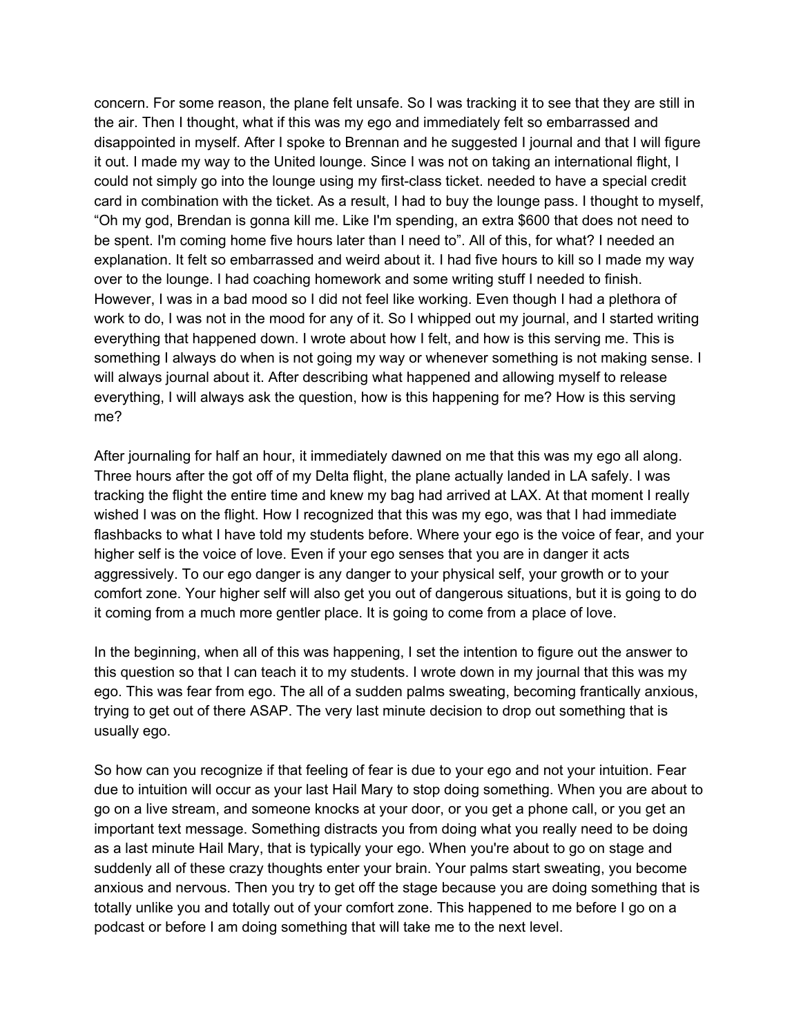concern. For some reason, the plane felt unsafe. So I was tracking it to see that they are still in the air. Then I thought, what if this was my ego and immediately felt so embarrassed and disappointed in myself. After I spoke to Brennan and he suggested I journal and that I will figure it out. I made my way to the United lounge. Since I was not on taking an international flight, I could not simply go into the lounge using my first-class ticket. needed to have a special credit card in combination with the ticket. As a result, I had to buy the lounge pass. I thought to myself, "Oh my god, Brendan is gonna kill me. Like I'm spending, an extra $600 that does not need to be spent. I'm coming home five hours later than I need to". All of this, for what? I needed an explanation. It felt so embarrassed and weird about it. I had five hours to kill so I made my way over to the lounge. I had coaching homework and some writing stuff I needed to finish. However, I was in a bad mood so I did not feel like working. Even though I had a plethora of work to do, I was not in the mood for any of it. So I whipped out my journal, and I started writing everything that happened down. I wrote about how I felt, and how is this serving me. This is something I always do when is not going my way or whenever something is not making sense. I will always journal about it. After describing what happened and allowing myself to release everything, I will always ask the question, how is this happening for me? How is this serving me?

After journaling for half an hour, it immediately dawned on me that this was my ego all along. Three hours after the got off of my Delta flight, the plane actually landed in LA safely. I was tracking the flight the entire time and knew my bag had arrived at LAX. At that moment I really wished I was on the flight. How I recognized that this was my ego, was that I had immediate flashbacks to what I have told my students before. Where your ego is the voice of fear, and your higher self is the voice of love. Even if your ego senses that you are in danger it acts aggressively. To our ego danger is any danger to your physical self, your growth or to your comfort zone. Your higher self will also get you out of dangerous situations, but it is going to do it coming from a much more gentler place. It is going to come from a place of love.

In the beginning, when all of this was happening, I set the intention to figure out the answer to this question so that I can teach it to my students. I wrote down in my journal that this was my ego. This was fear from ego. The all of a sudden palms sweating, becoming frantically anxious, trying to get out of there ASAP. The very last minute decision to drop out something that is usually ego.

So how can you recognize if that feeling of fear is due to your ego and not your intuition. Fear due to intuition will occur as your last Hail Mary to stop doing something. When you are about to go on a live stream, and someone knocks at your door, or you get a phone call, or you get an important text message. Something distracts you from doing what you really need to be doing as a last minute Hail Mary, that is typically your ego. When you're about to go on stage and suddenly all of these crazy thoughts enter your brain. Your palms start sweating, you become anxious and nervous. Then you try to get off the stage because you are doing something that is totally unlike you and totally out of your comfort zone. This happened to me before I go on a podcast or before I am doing something that will take me to the next level.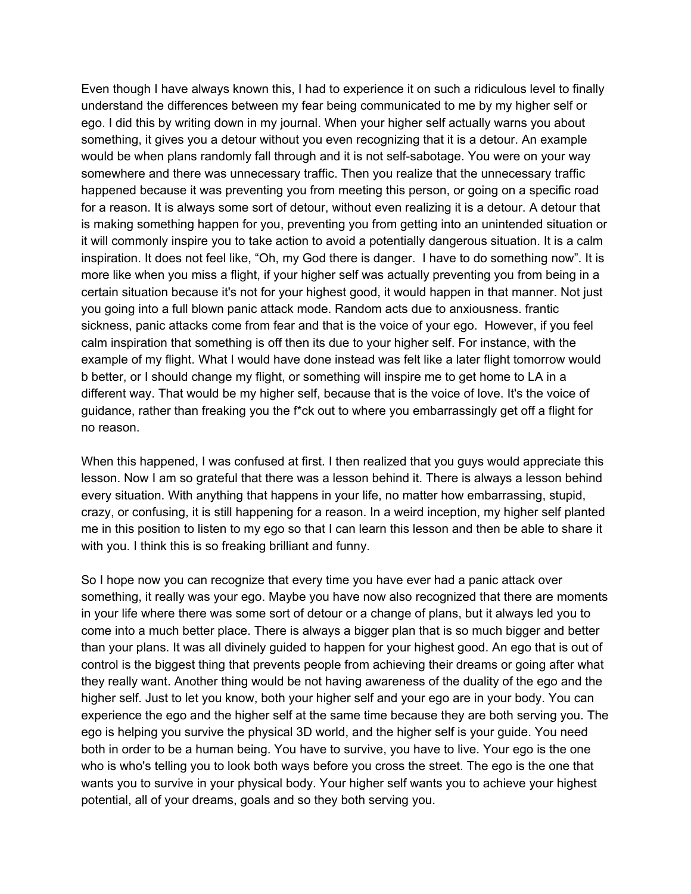Even though I have always known this, I had to experience it on such a ridiculous level to finally understand the differences between my fear being communicated to me by my higher self or ego. I did this by writing down in my journal. When your higher self actually warns you about something, it gives you a detour without you even recognizing that it is a detour. An example would be when plans randomly fall through and it is not self-sabotage. You were on your way somewhere and there was unnecessary traffic. Then you realize that the unnecessary traffic happened because it was preventing you from meeting this person, or going on a specific road for a reason. It is always some sort of detour, without even realizing it is a detour. A detour that is making something happen for you, preventing you from getting into an unintended situation or it will commonly inspire you to take action to avoid a potentially dangerous situation. It is a calm inspiration. It does not feel like, "Oh, my God there is danger.  I have to do something now". It is more like when you miss a flight, if your higher self was actually preventing you from being in a certain situation because it's not for your highest good, it would happen in that manner. Not just you going into a full blown panic attack mode. Random acts due to anxiousness. frantic sickness, panic attacks come from fear and that is the voice of your ego.  However, if you feel calm inspiration that something is off then its due to your higher self. For instance, with the example of my flight. What I would have done instead was felt like a later flight tomorrow would b better, or I should change my flight, or something will inspire me to get home to LA in a different way. That would be my higher self, because that is the voice of love. It's the voice of guidance, rather than freaking you the f*ck out to where you embarrassingly get off a flight for no reason.

When this happened, I was confused at first. I then realized that you guys would appreciate this lesson. Now I am so grateful that there was a lesson behind it. There is always a lesson behind every situation. With anything that happens in your life, no matter how embarrassing, stupid, crazy, or confusing, it is still happening for a reason. In a weird inception, my higher self planted me in this position to listen to my ego so that I can learn this lesson and then be able to share it with you. I think this is so freaking brilliant and funny.

So I hope now you can recognize that every time you have ever had a panic attack over something, it really was your ego. Maybe you have now also recognized that there are moments in your life where there was some sort of detour or a change of plans, but it always led you to come into a much better place. There is always a bigger plan that is so much bigger and better than your plans. It was all divinely guided to happen for your highest good. An ego that is out of control is the biggest thing that prevents people from achieving their dreams or going after what they really want. Another thing would be not having awareness of the duality of the ego and the higher self. Just to let you know, both your higher self and your ego are in your body. You can experience the ego and the higher self at the same time because they are both serving you. The ego is helping you survive the physical 3D world, and the higher self is your guide. You need both in order to be a human being. You have to survive, you have to live. Your ego is the one who is who's telling you to look both ways before you cross the street. The ego is the one that wants you to survive in your physical body. Your higher self wants you to achieve your highest potential, all of your dreams, goals and so they both serving you.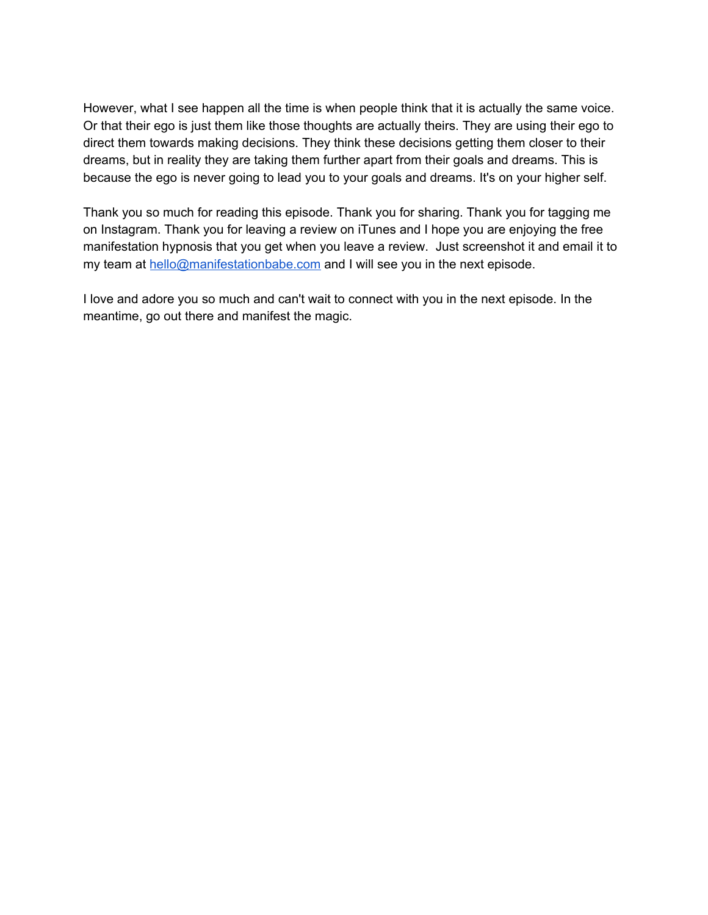However, what I see happen all the time is when people think that it is actually the same voice. Or that their ego is just them like those thoughts are actually theirs. They are using their ego to direct them towards making decisions. They think these decisions getting them closer to their dreams, but in reality they are taking them further apart from their goals and dreams. This is because the ego is never going to lead you to your goals and dreams. It's on your higher self.

Thank you so much for reading this episode. Thank you for sharing. Thank you for tagging me on Instagram. Thank you for leaving a review on iTunes and I hope you are enjoying the free manifestation hypnosis that you get when you leave a review. Just screenshot it and email it to my team at [hello@manifestationbabe.com](mailto:hello@manifestationbabe.com) and I will see you in the next episode.

I love and adore you so much and can't wait to connect with you in the next episode. In the meantime, go out there and manifest the magic.